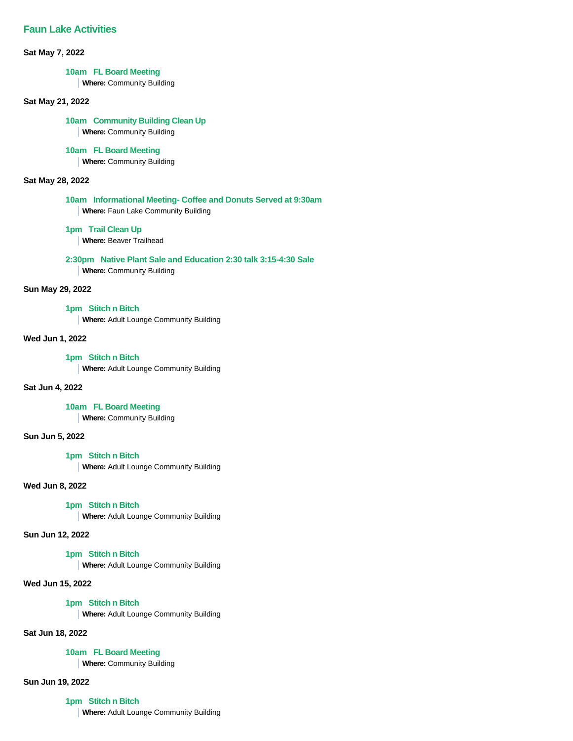# Faun Lake Activities

**Sat May 7, 2022**

### 10am FL Board Meeting

**Where:** Community Building

**Sat May 21, 2022**

### 10am Community Building Clean Up

**Where:** Community Building

### 10am FL Board Meeting

**Where:** Community Building

**Sat May 28, 2022**

### 10am Informational Meeting- Coffee and Donuts Served at 9:30am

**Where:** Faun Lake Community Building

### 1pm Trail Clean Up

**Where:** Beaver Trailhead

### 2:30pm Native Plant Sale and Education 2:30 talk 3:15-4:30 Sale

**Where:** Community Building

**Sun May 29, 2022**

### 1pm Stitch n Bitch

**Where:** Adult Lounge Community Building

**Wed Jun 1, 2022**

### 1pm Stitch n Bitch

**Where:** Adult Lounge Community Building

**Sat Jun 4, 2022**

### 10am FL Board Meeting

**Where:** Community Building

**Sun Jun 5, 2022**

### 1pm Stitch n Bitch

**Where:** Adult Lounge Community Building

**Wed Jun 8, 2022**

### 1pm Stitch n Bitch

**Where:** Adult Lounge Community Building

**Sun Jun 12, 2022**

### 1pm Stitch n Bitch

**Where:** Adult Lounge Community Building

**Wed Jun 15, 2022**

### 1pm Stitch n Bitch

**Where:** Adult Lounge Community Building

**Sat Jun 18, 2022**

### 10am FL Board Meeting

**Where:** Community Building

**Sun Jun 19, 2022**

### 1pm Stitch n Bitch

**Where:** Adult Lounge Community Building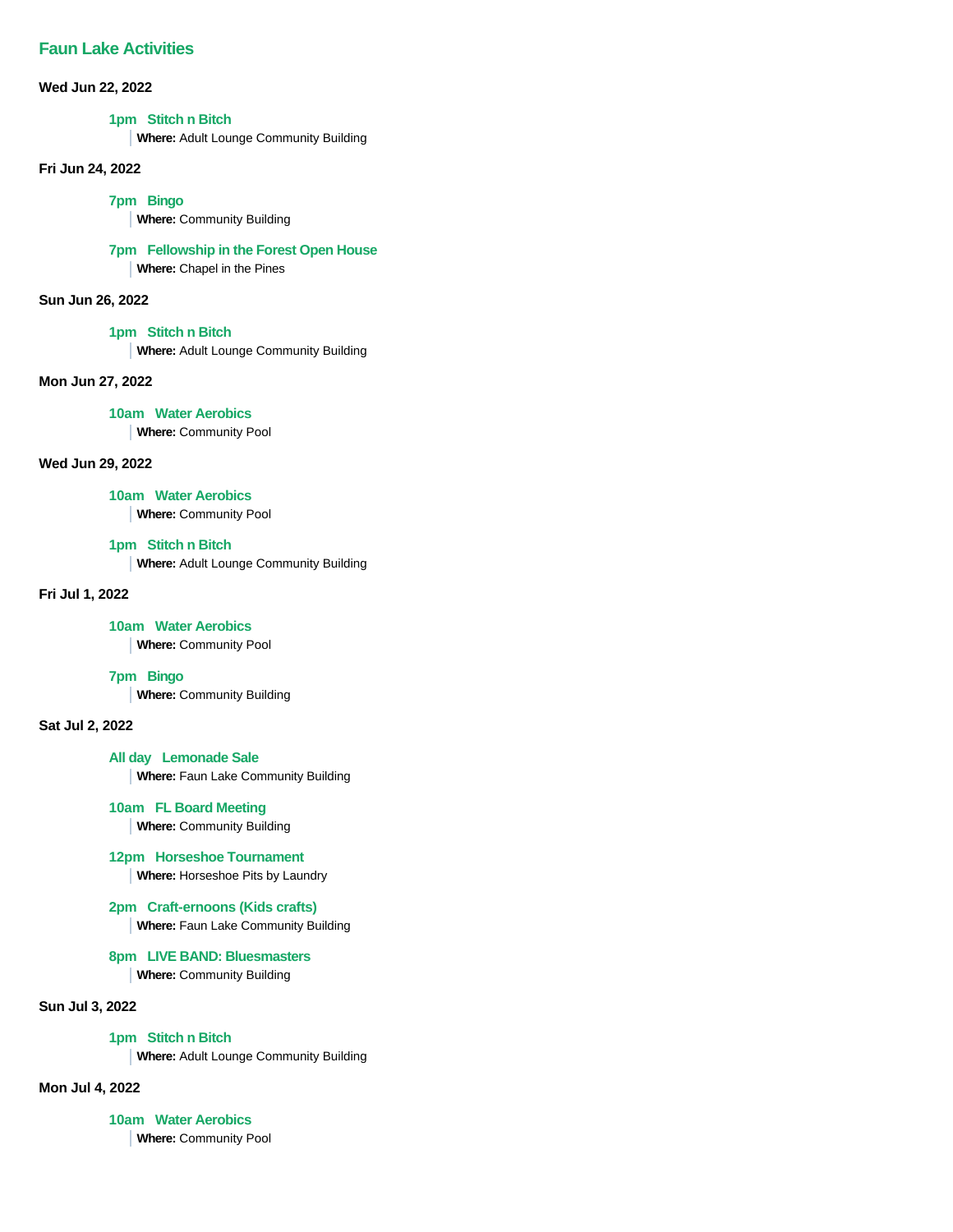## Faun Lake Activities

**Wed Jun 22, 2022**

**1pm Stitch n Bitch**
**Where:** Adult Lounge Community Building

**Fri Jun 24, 2022**

**7pm Bingo**
**Where:** Community Building

**7pm Fellowship in the Forest Open House**
**Where:** Chapel in the Pines

**Sun Jun 26, 2022**

**1pm Stitch n Bitch**
**Where:** Adult Lounge Community Building

**Mon Jun 27, 2022**

**10am Water Aerobics**
**Where:** Community Pool

**Wed Jun 29, 2022**

**10am Water Aerobics**
**Where:** Community Pool

**1pm Stitch n Bitch**
**Where:** Adult Lounge Community Building

**Fri Jul 1, 2022**

**10am Water Aerobics**
**Where:** Community Pool

**7pm Bingo**
**Where:** Community Building

**Sat Jul 2, 2022**

**All day Lemonade Sale**
**Where:** Faun Lake Community Building

**10am FL Board Meeting**
**Where:** Community Building

**12pm Horseshoe Tournament**
**Where:** Horseshoe Pits by Laundry

**2pm Craft-ernoons (Kids crafts)**
**Where:** Faun Lake Community Building

**8pm LIVE BAND: Bluesmasters**
**Where:** Community Building

**Sun Jul 3, 2022**

**1pm Stitch n Bitch**
**Where:** Adult Lounge Community Building

**Mon Jul 4, 2022**

**10am Water Aerobics**
**Where:** Community Pool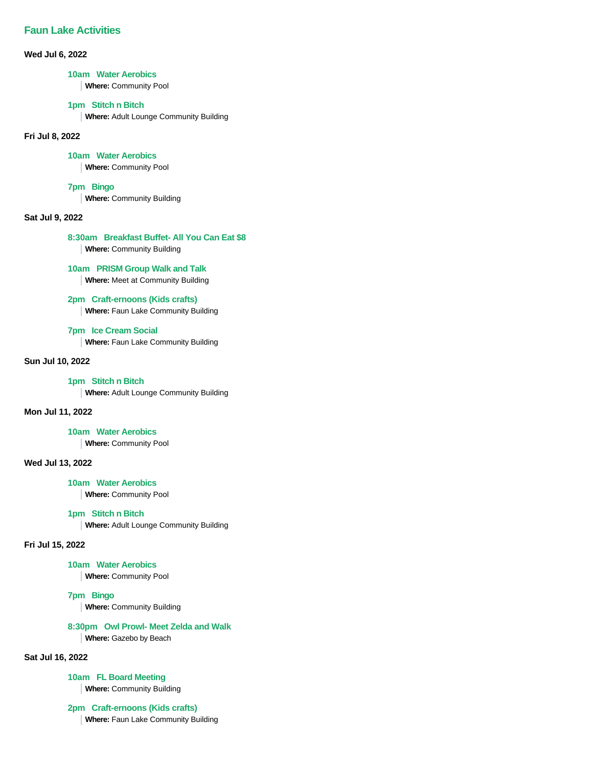## Faun Lake Activities

**Wed Jul 6, 2022**

**10am Water Aerobics**
**Where:** Community Pool

**1pm Stitch n Bitch**
**Where:** Adult Lounge Community Building

**Fri Jul 8, 2022**

**10am Water Aerobics**
**Where:** Community Pool

**7pm Bingo**
**Where:** Community Building

**Sat Jul 9, 2022**

**8:30am Breakfast Buffet- All You Can Eat $8**
**Where:** Community Building

**10am PRISM Group Walk and Talk**
**Where:** Meet at Community Building

**2pm Craft-ernoons (Kids crafts)**
**Where:** Faun Lake Community Building

**7pm Ice Cream Social**
**Where:** Faun Lake Community Building

**Sun Jul 10, 2022**

**1pm Stitch n Bitch**
**Where:** Adult Lounge Community Building

**Mon Jul 11, 2022**

**10am Water Aerobics**
**Where:** Community Pool

**Wed Jul 13, 2022**

**10am Water Aerobics**
**Where:** Community Pool

**1pm Stitch n Bitch**
**Where:** Adult Lounge Community Building

**Fri Jul 15, 2022**

**10am Water Aerobics**
**Where:** Community Pool

**7pm Bingo**
**Where:** Community Building

**8:30pm Owl Prowl- Meet Zelda and Walk**
**Where:** Gazebo by Beach

**Sat Jul 16, 2022**

**10am FL Board Meeting**
**Where:** Community Building

**2pm Craft-ernoons (Kids crafts)**
**Where:** Faun Lake Community Building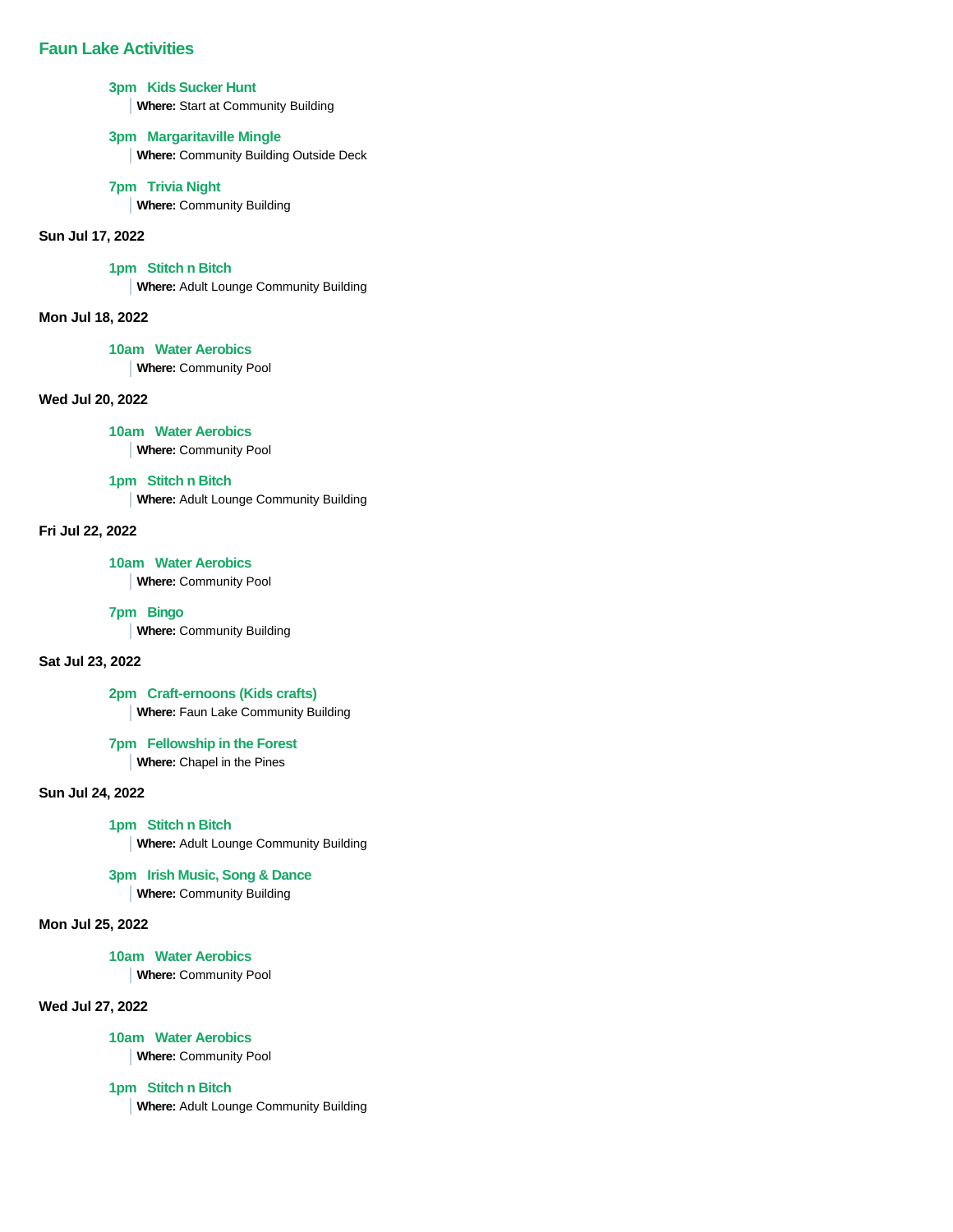## Faun Lake Activities

**3pm Kids Sucker Hunt**
**Where:** Start at Community Building

**3pm Margaritaville Mingle**
**Where:** Community Building Outside Deck

**7pm Trivia Night**
**Where:** Community Building

### Sun Jul 17, 2022

**1pm Stitch n Bitch**
**Where:** Adult Lounge Community Building

### Mon Jul 18, 2022

**10am Water Aerobics**
**Where:** Community Pool

### Wed Jul 20, 2022

**10am Water Aerobics**
**Where:** Community Pool

**1pm Stitch n Bitch**
**Where:** Adult Lounge Community Building

### Fri Jul 22, 2022

**10am Water Aerobics**
**Where:** Community Pool

**7pm Bingo**
**Where:** Community Building

### Sat Jul 23, 2022

**2pm Craft-ernoons (Kids crafts)**
**Where:** Faun Lake Community Building

**7pm Fellowship in the Forest**
**Where:** Chapel in the Pines

### Sun Jul 24, 2022

**1pm Stitch n Bitch**
**Where:** Adult Lounge Community Building

**3pm Irish Music, Song & Dance**
**Where:** Community Building

### Mon Jul 25, 2022

**10am Water Aerobics**
**Where:** Community Pool

### Wed Jul 27, 2022

**10am Water Aerobics**
**Where:** Community Pool

**1pm Stitch n Bitch**
**Where:** Adult Lounge Community Building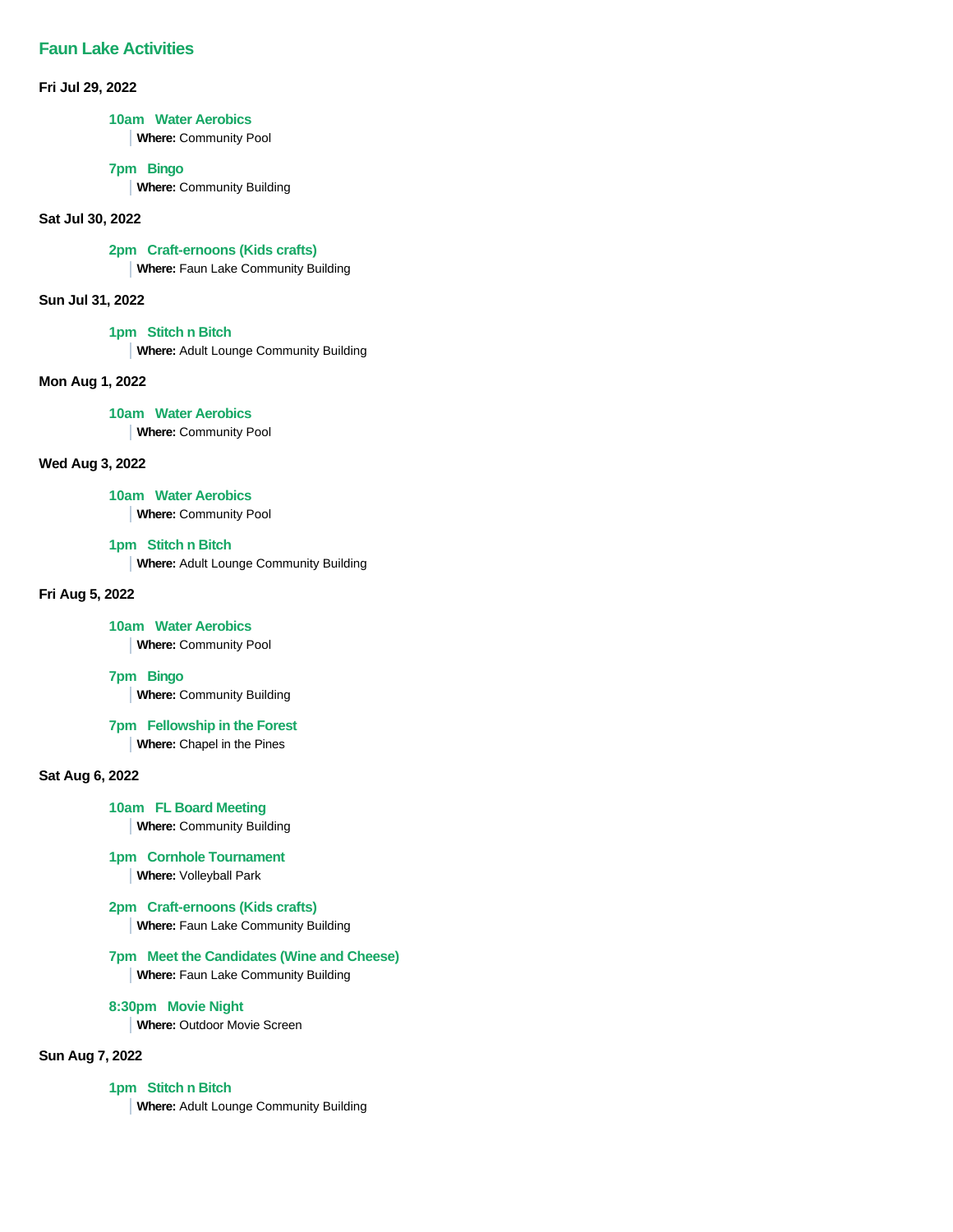## Faun Lake Activities

**Fri Jul 29, 2022**

**10am Water Aerobics**
**Where:** Community Pool

**7pm Bingo**
**Where:** Community Building

**Sat Jul 30, 2022**

**2pm Craft-ernoons (Kids crafts)**
**Where:** Faun Lake Community Building

**Sun Jul 31, 2022**

**1pm Stitch n Bitch**
**Where:** Adult Lounge Community Building

**Mon Aug 1, 2022**

**10am Water Aerobics**
**Where:** Community Pool

**Wed Aug 3, 2022**

**10am Water Aerobics**
**Where:** Community Pool

**1pm Stitch n Bitch**
**Where:** Adult Lounge Community Building

**Fri Aug 5, 2022**

**10am Water Aerobics**
**Where:** Community Pool

**7pm Bingo**
**Where:** Community Building

**7pm Fellowship in the Forest**
**Where:** Chapel in the Pines

**Sat Aug 6, 2022**

**10am FL Board Meeting**
**Where:** Community Building

**1pm Cornhole Tournament**
**Where:** Volleyball Park

**2pm Craft-ernoons (Kids crafts)**
**Where:** Faun Lake Community Building

**7pm Meet the Candidates (Wine and Cheese)**
**Where:** Faun Lake Community Building

**8:30pm Movie Night**
**Where:** Outdoor Movie Screen

**Sun Aug 7, 2022**

**1pm Stitch n Bitch**
**Where:** Adult Lounge Community Building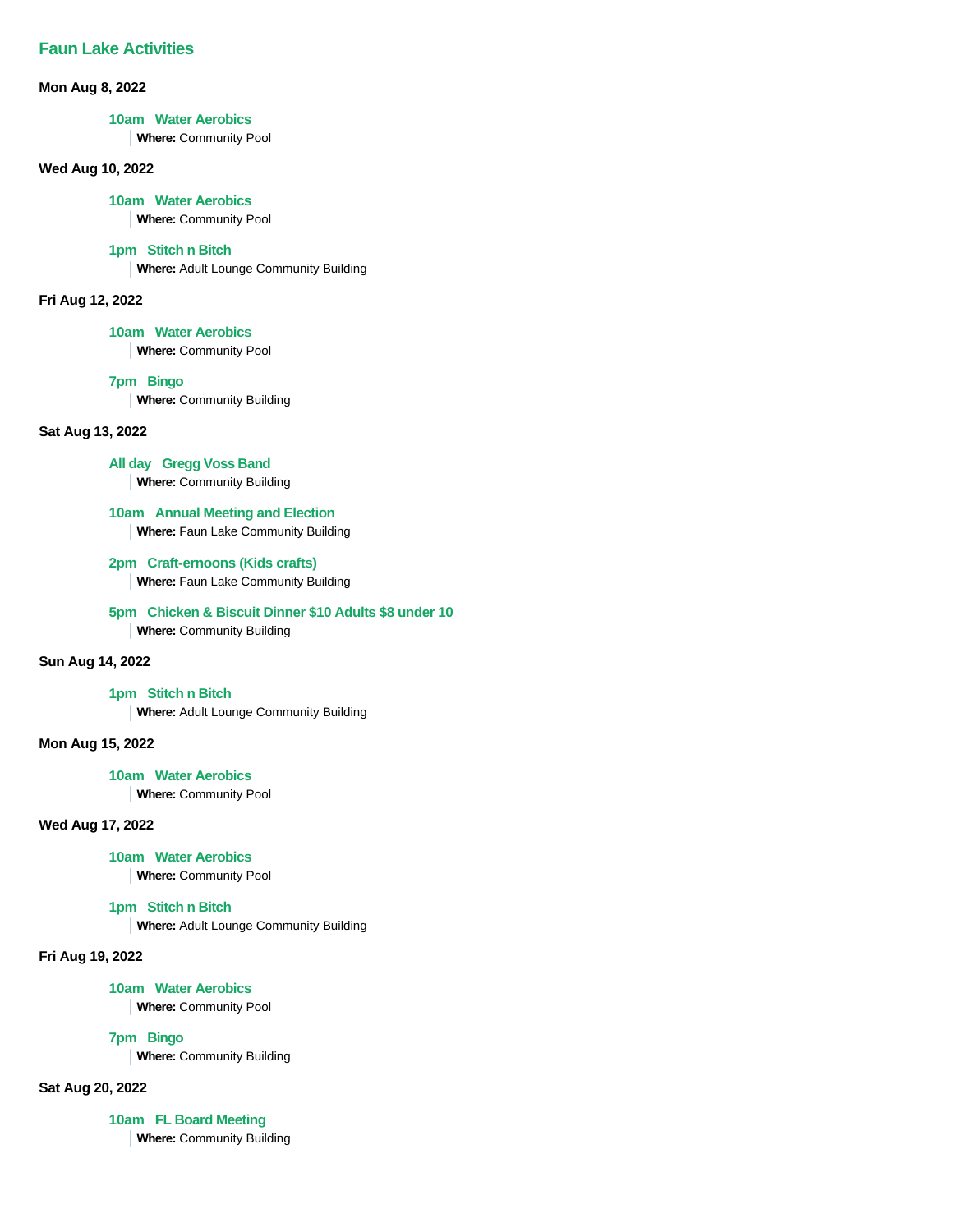## Faun Lake Activities

**Mon Aug 8, 2022**

**10am Water Aerobics**
**Where:** Community Pool

**Wed Aug 10, 2022**

**10am Water Aerobics**
**Where:** Community Pool

**1pm Stitch n Bitch**
**Where:** Adult Lounge Community Building

**Fri Aug 12, 2022**

**10am Water Aerobics**
**Where:** Community Pool

**7pm Bingo**
**Where:** Community Building

**Sat Aug 13, 2022**

**All day Gregg Voss Band**
**Where:** Community Building

**10am Annual Meeting and Election**
**Where:** Faun Lake Community Building

**2pm Craft-ernoons (Kids crafts)**
**Where:** Faun Lake Community Building

**5pm Chicken & Biscuit Dinner $10 Adults $8 under 10**
**Where:** Community Building

**Sun Aug 14, 2022**

**1pm Stitch n Bitch**
**Where:** Adult Lounge Community Building

**Mon Aug 15, 2022**

**10am Water Aerobics**
**Where:** Community Pool

**Wed Aug 17, 2022**

**10am Water Aerobics**
**Where:** Community Pool

**1pm Stitch n Bitch**
**Where:** Adult Lounge Community Building

**Fri Aug 19, 2022**

**10am Water Aerobics**
**Where:** Community Pool

**7pm Bingo**
**Where:** Community Building

**Sat Aug 20, 2022**

**10am FL Board Meeting**
**Where:** Community Building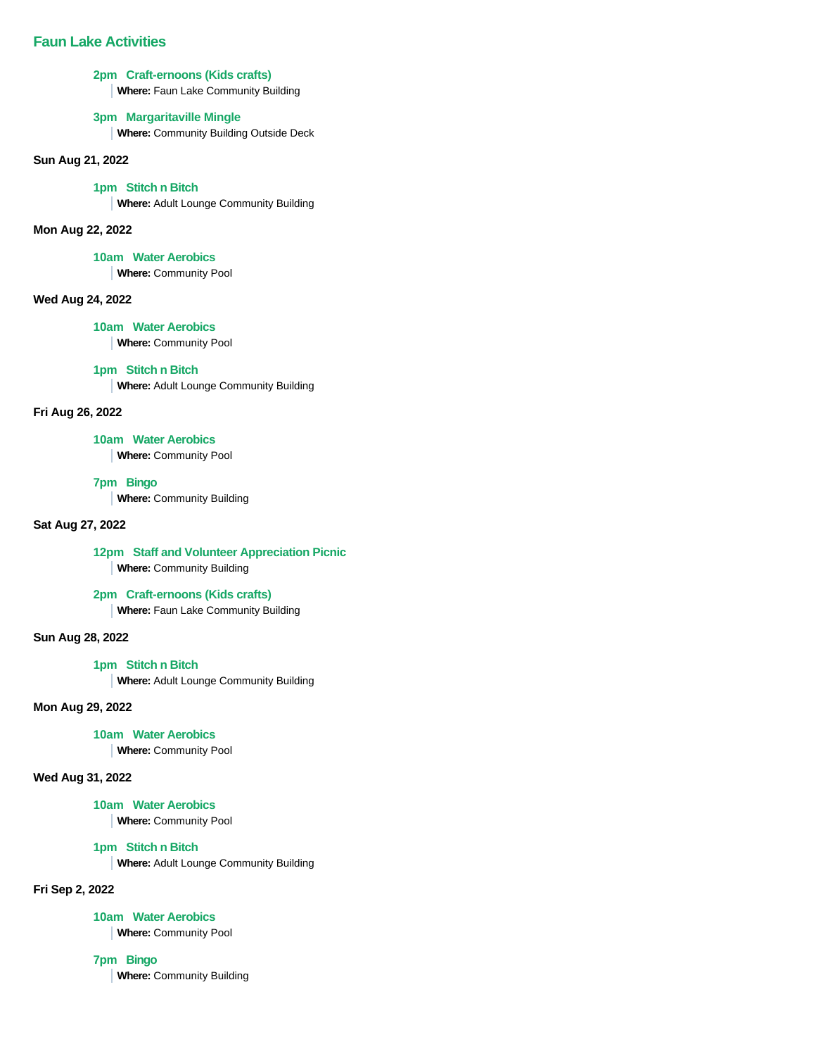## Faun Lake Activities

**2pm Craft-ernoons (Kids crafts)**
**Where:** Faun Lake Community Building

**3pm Margaritaville Mingle**
**Where:** Community Building Outside Deck

### Sun Aug 21, 2022

**1pm Stitch n Bitch**
**Where:** Adult Lounge Community Building

### Mon Aug 22, 2022

**10am Water Aerobics**
**Where:** Community Pool

### Wed Aug 24, 2022

**10am Water Aerobics**
**Where:** Community Pool

**1pm Stitch n Bitch**
**Where:** Adult Lounge Community Building

### Fri Aug 26, 2022

**10am Water Aerobics**
**Where:** Community Pool

**7pm Bingo**
**Where:** Community Building

### Sat Aug 27, 2022

**12pm Staff and Volunteer Appreciation Picnic**
**Where:** Community Building

**2pm Craft-ernoons (Kids crafts)**
**Where:** Faun Lake Community Building

### Sun Aug 28, 2022

**1pm Stitch n Bitch**
**Where:** Adult Lounge Community Building

### Mon Aug 29, 2022

**10am Water Aerobics**
**Where:** Community Pool

### Wed Aug 31, 2022

**10am Water Aerobics**
**Where:** Community Pool

**1pm Stitch n Bitch**
**Where:** Adult Lounge Community Building

### Fri Sep 2, 2022

**10am Water Aerobics**
**Where:** Community Pool

**7pm Bingo**
**Where:** Community Building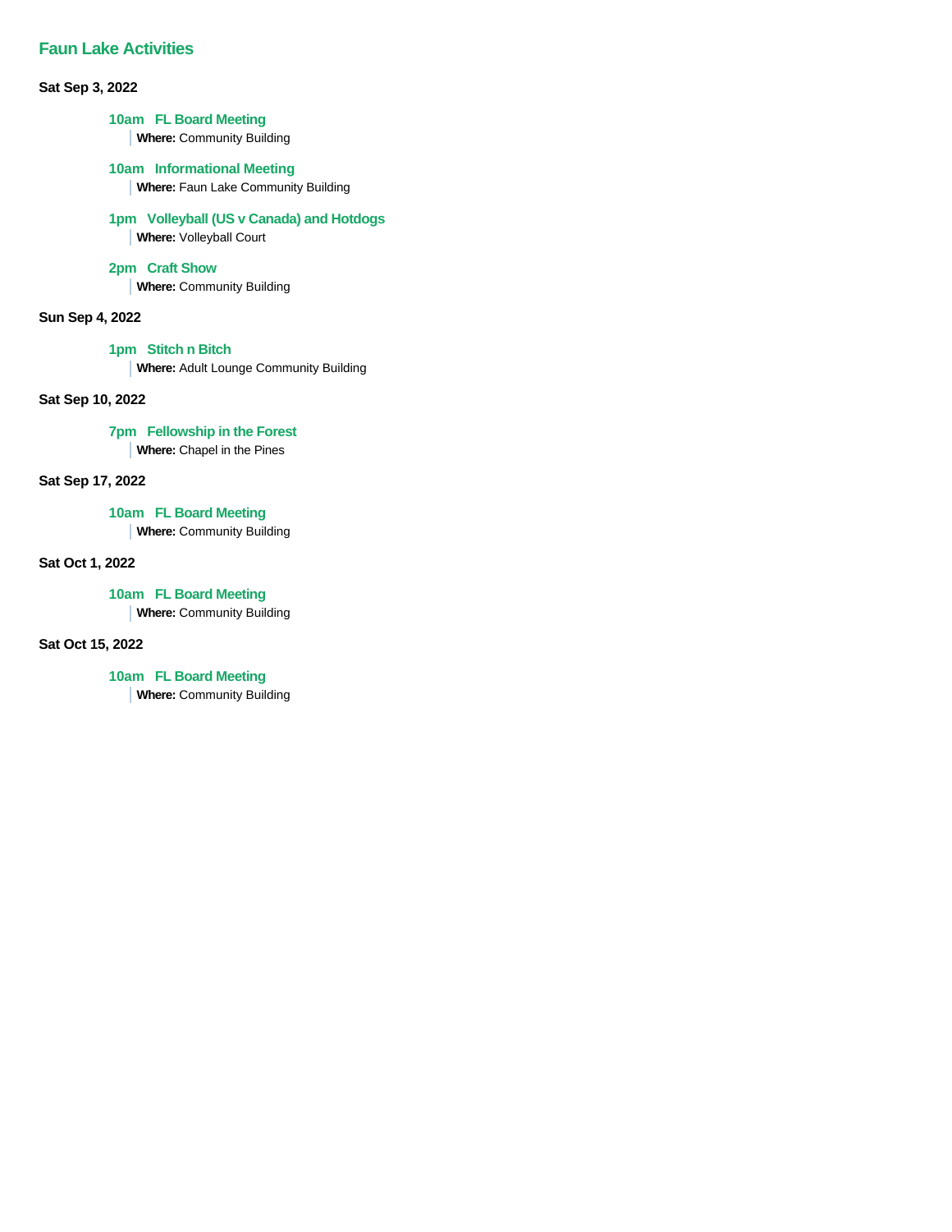## Faun Lake Activities

**Sat Sep 3, 2022**

**10am FL Board Meeting**
**Where:** Community Building

**10am Informational Meeting**
**Where:** Faun Lake Community Building

**1pm Volleyball (US v Canada) and Hotdogs**
**Where:** Volleyball Court

**2pm Craft Show**
**Where:** Community Building

**Sun Sep 4, 2022**

**1pm Stitch n Bitch**
**Where:** Adult Lounge Community Building

**Sat Sep 10, 2022**

**7pm Fellowship in the Forest**
**Where:** Chapel in the Pines

**Sat Sep 17, 2022**

**10am FL Board Meeting**
**Where:** Community Building

**Sat Oct 1, 2022**

**10am FL Board Meeting**
**Where:** Community Building

**Sat Oct 15, 2022**

**10am FL Board Meeting**
**Where:** Community Building